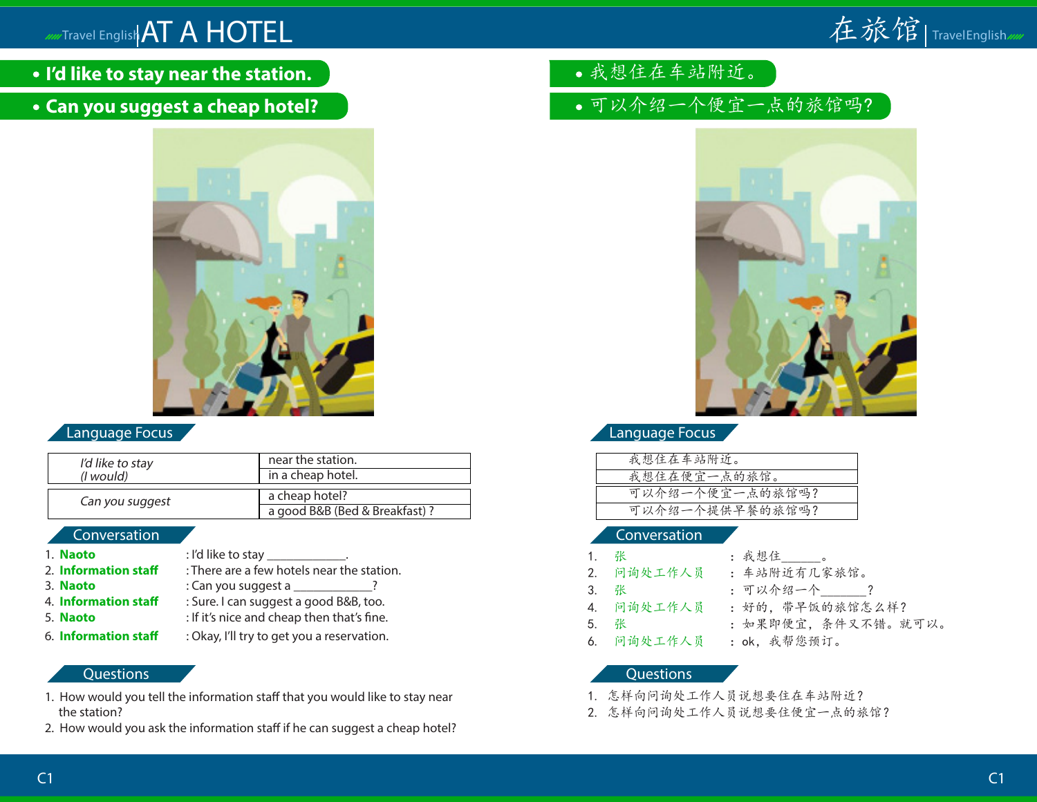# AT A HOTEL

- **I'd like to stay near the station.**
- **Can you suggest a cheap hotel?**

## Language Focus

| | |
|---|---|
| *I'd like to stay* *(I would)* | near the station. |
| | in a cheap hotel. |
| *Can you suggest* | a cheap hotel? |
| | a good B&B (Bed & Breakfast) ? |

## Conversation

1. **Naoto** : I'd like to stay ___________.
2. **Information staff** : There are a few hotels near the station.
3. **Naoto** : Can you suggest a ___________?
4. **Information staff** : Sure. I can suggest a good B&B, too.
5. **Naoto** : If it's nice and cheap then that's fine.
6. **Information staff** : Okay, I'll try to get you a reservation.

## Questions

1. How would you tell the information staff that you would like to stay near the station?
2. How would you ask the information staff if he can suggest a cheap hotel?

# 在旅馆

- 我想住在车站附近。
- 可以介绍一个便宜一点的旅馆吗?

## Language Focus

| |
|---|
| 我想住在车站附近。 |
| 我想住在便宜一点的旅馆。 |
| 可以介绍一个便宜一点的旅馆吗? |
| 可以介绍一个提供早餐的旅馆吗? |

## Conversation

1. 张 ： 我想住______。
2. 问询处工作人员 ： 车站附近有几家旅馆。
3. 张 ： 可以介绍一个_______?
4. 问询处工作人员 ： 好的，带早饭的旅馆怎么样?
5. 张 ： 如果即便宜，条件又不错。就可以。
6. 问询处工作人员 ： ok，我帮您预订。

## Questions

1. 怎样向问询处工作人员说想要住在车站附近?
2. 怎样向问询处工作人员说想要住便宜一点的旅馆?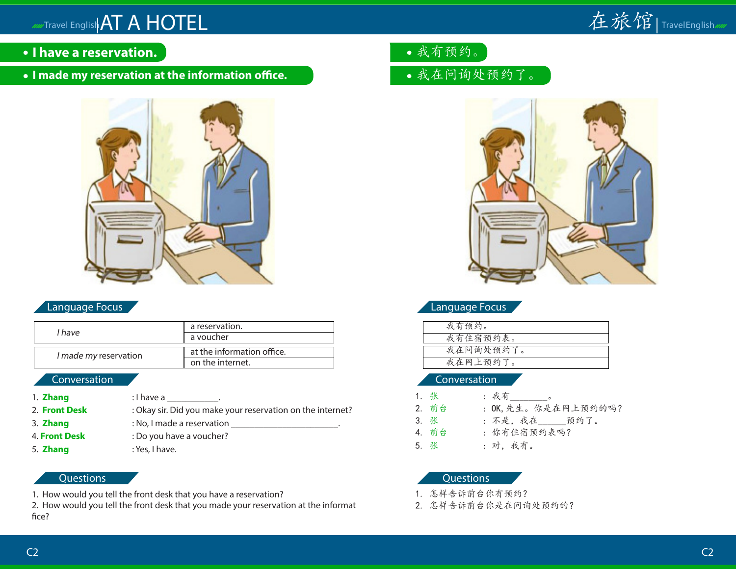# AT A HOTEL

- **I have a reservation.**
- **I made my reservation at the information office.**

## Language Focus

| *I have* | a reservation. |
|---|---|
| | a voucher |
| *I made my* reservation | at the information office. |
| | on the internet. |

## Conversation

1. **Zhang** : I have a ___________.
2. **Front Desk** : Okay sir. Did you make your reservation on the internet?
3. **Zhang** : No, I made a reservation _______________________.
4. **Front Desk** : Do you have a voucher?
5. **Zhang** : Yes, I have.

## Questions

1. How would you tell the front desk that you have a reservation?
2. How would you tell the front desk that you made your reservation at the informat fice?

# 在旅馆

- 我有预约。
- 我在问询处预约了。

## Language Focus

| 我有预约。 |
|---|
| 我有住宿预约表。 |
| 我在问询处预约了。 |
| 我在网上预约了。 |

## Conversation

1. 张 ： 我有________。
2. 前台 ： OK，先生。你是在网上预约的吗？
3. 张 ： 不是，我在______预约了。
4. 前台 ： 你有住宿预约表吗？
5. 张 ： 对，我有。

## Questions

1. 怎样告诉前台你有预约？
2. 怎样告诉前台你是在问询处预约的？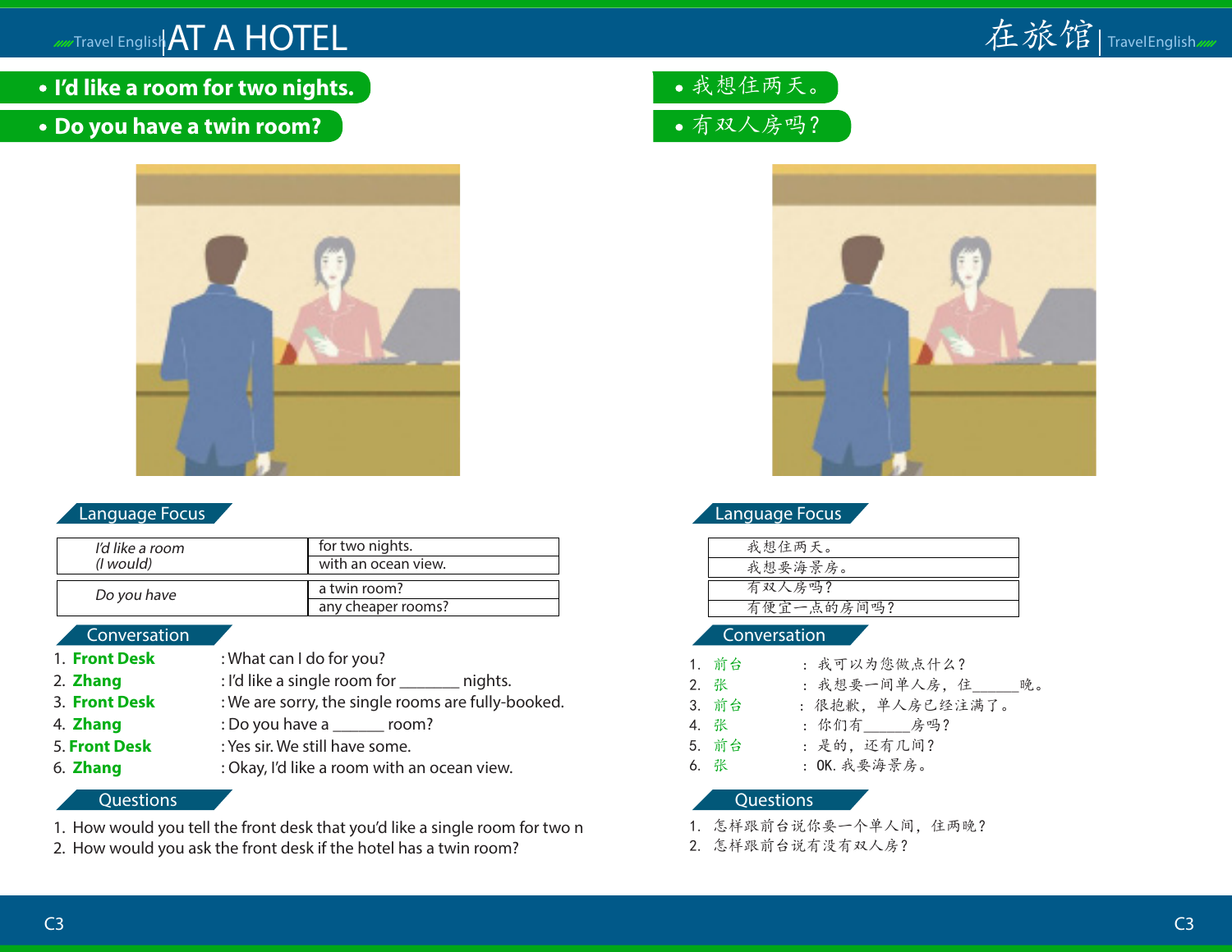# AT A HOTEL

- **I'd like a room for two nights.**
- **Do you have a twin room?**

## Language Focus

| | |
|---|---|
| *I'd like a room (I would)* | for two nights. |
| | with an ocean view. |
| *Do you have* | a twin room? |
| | any cheaper rooms? |

## Conversation

1. **Front Desk** : What can I do for you?
2. **Zhang** : I'd like a single room for _______ nights.
3. **Front Desk** : We are sorry, the single rooms are fully-booked.
4. **Zhang** : Do you have a _______ room?
5. **Front Desk** : Yes sir. We still have some.
6. **Zhang** : Okay, I'd like a room with an ocean view.

## Questions

1. How would you tell the front desk that you'd like a single room for two n
2. How would you ask the front desk if the hotel has a twin room?

# 在旅馆

- 我想住两天。
- 有双人房吗？

## Language Focus

| |
|---|
| 我想住两天。 |
| 我想要海景房。 |
| 有双人房吗？ |
| 有便宜一点的房间吗？ |

## Conversation

1. 前台 ： 我可以为您做点什么？
2. 张 ： 我想要一间单人房，住______晚。
3. 前台 ： 很抱歉，单人房已经注满了。
4. 张 ： 你们有______房吗？
5. 前台 ： 是的，还有几间？
6. 张 ： OK. 我要海景房。

## Questions

1. 怎样跟前台说你要一个单人间，住两晚？
2. 怎样跟前台说有没有双人房？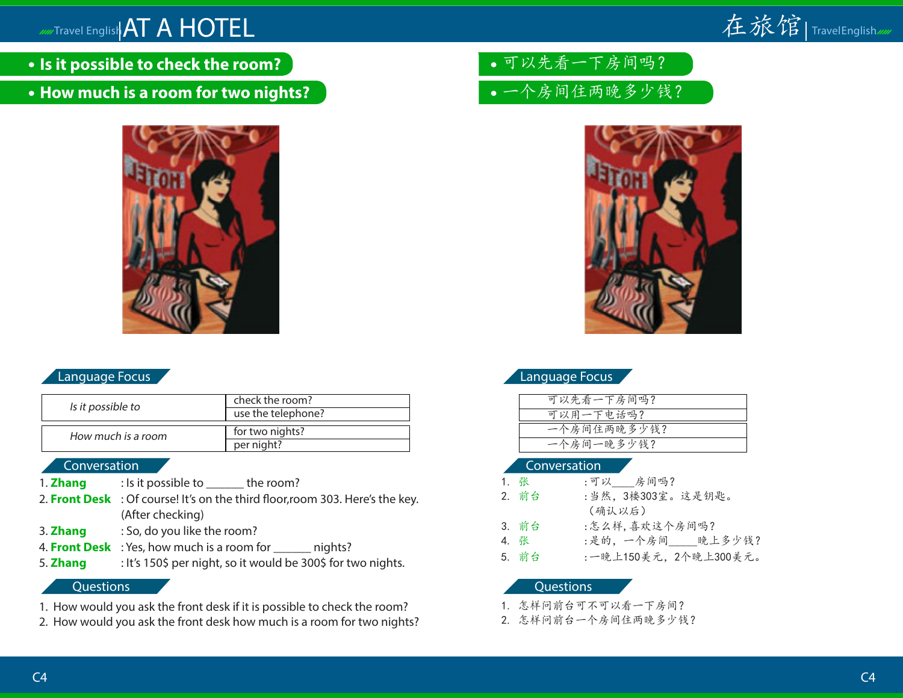# AT A HOTEL

# 在旅馆

- **Is it possible to check the room?**
- **How much is a room for two nights?**

- 可以先看一下房间吗？
- 一个房间住两晚多少钱？

## Language Focus

| *Is it possible to* | check the room? |
|---|---|
| | use the telephone? |
| *How much is a room* | for two nights? |
| | per night? |

## Conversation

1. **Zhang** : Is it possible to ______ the room?
2. **Front Desk** : Of course! It's on the third floor,room 303. Here's the key. (After checking)
3. **Zhang** : So, do you like the room?
4. **Front Desk** : Yes, how much is a room for ______ nights?
5. **Zhang** : It's 150$ per night, so it would be 300$ for two nights.

## Questions

1. How would you ask the front desk if it is possible to check the room?
2. How would you ask the front desk how much is a room for two nights?

## Language Focus

| 可以先看一下房间吗？ |
|---|
| 可以用一下电话吗？ |
| 一个房间住两晚多少钱？ |
| 一个房间一晚多少钱？ |

## Conversation

1. 张 ：可以____房间吗？
2. 前台 ：当然，3楼303室。这是钥匙。（确认以后）
3. 前台 ：怎么样，喜欢这个房间吗？
4. 张 ：是的，一个房间_____晚上多少钱？
5. 前台 ：一晚上150美元，2个晚上300美元。

## Questions

1. 怎样问前台可不可以看一下房间？
2. 怎样问前台一个房间住两晚多少钱？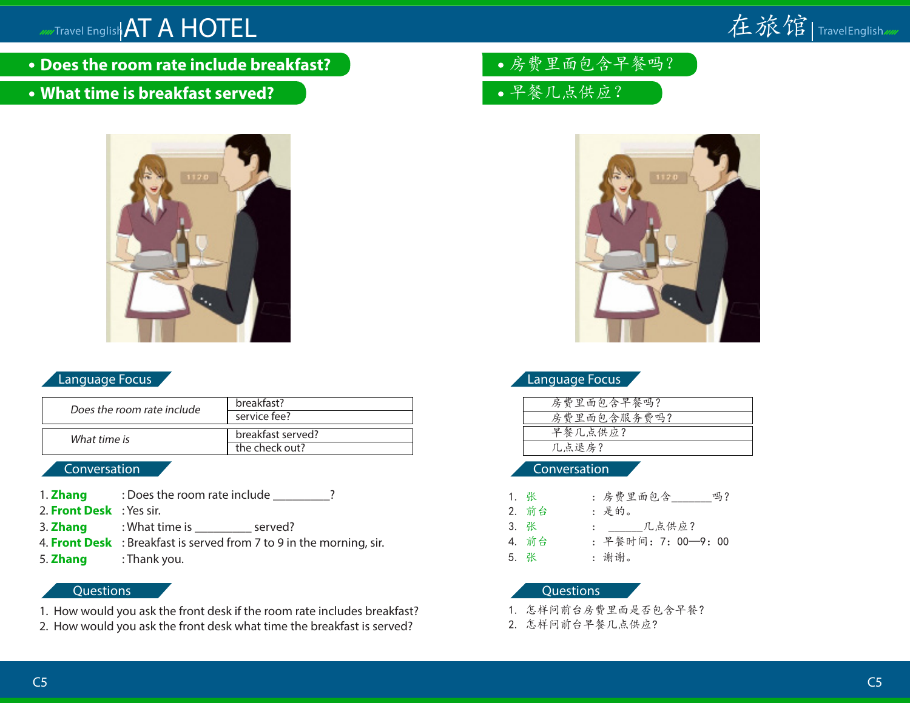# AT A HOTEL

- **Does the room rate include breakfast?**
- **What time is breakfast served?**

## Language Focus

| | |
|---|---|
| *Does the room rate include* | breakfast? |
| | service fee? |
| *What time is* | breakfast served? |
| | the check out? |

## Conversation

1. **Zhang** : Does the room rate include _________?
2. **Front Desk** : Yes sir.
3. **Zhang** : What time is _________ served?
4. **Front Desk** : Breakfast is served from 7 to 9 in the morning, sir.
5. **Zhang** : Thank you.

## Questions

1. How would you ask the front desk if the room rate includes breakfast?
2. How would you ask the front desk what time the breakfast is served?

# 在旅馆

- 房费里面包含早餐吗？
- 早餐几点供应？

## Language Focus

| |
|---|
| 房费里面包含早餐吗？ |
| 房费里面包含服务费吗？ |
| 早餐几点供应？ |
| 几点退房？ |

## Conversation

1. 张 ： 房费里面包含_______吗？
2. 前台 ： 是的。
3. 张 ： _______几点供应？
4. 前台 ： 早餐时间：7：00—9：00
5. 张 ： 谢谢。

## Questions

1. 怎样问前台房费里面是否包含早餐？
2. 怎样问前台早餐几点供应？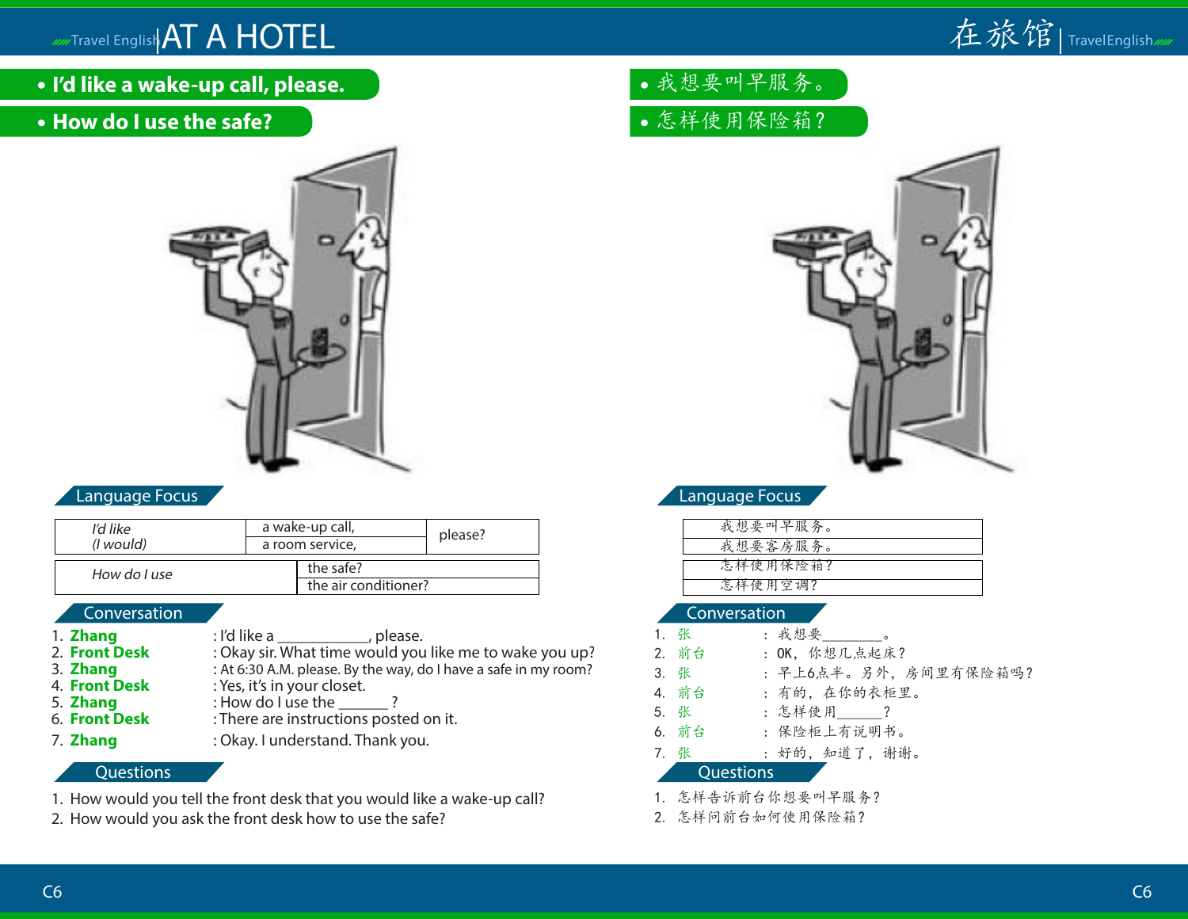# AT A HOTEL

- **I'd like a wake-up call, please.**
- **How do I use the safe?**

## Language Focus

| *I'd like (I would)* | a wake-up call, | please? |
|---|---|---|
| | a room service, | |

| *How do I use* | the safe? |
|---|---|
| | the air conditioner? |

## Conversation

1. **Zhang** : I'd like a ___________, please.
2. **Front Desk** : Okay sir. What time would you like me to wake you up?
3. **Zhang** : At 6:30 A.M. please. By the way, do I have a safe in my room?
4. **Front Desk** : Yes, it's in your closet.
5. **Zhang** : How do I use the ______ ?
6. **Front Desk** : There are instructions posted on it.
7. **Zhang** : Okay. I understand. Thank you.

## Questions

1. How would you tell the front desk that you would like a wake-up call?
2. How would you ask the front desk how to use the safe?

# 在旅馆

- 我想要叫早服务。
- 怎样使用保险箱？

## Language Focus

| 我想要叫早服务。 |
|---|
| 我想要客房服务。 |

| 怎样使用保险箱？ |
|---|
| 怎样使用空调？ |

## Conversation

1. 张 ： 我想要________。
2. 前台 ： OK，你想几点起床？
3. 张 ： 早上6点半。另外，房间里有保险箱吗？
4. 前台 ： 有的，在你的衣柜里。
5. 张 ： 怎样使用______？
6. 前台 ： 保险柜上有说明书。
7. 张 ： 好的，知道了，谢谢。

## Questions

1. 怎样告诉前台你想要叫早服务？
2. 怎样问前台如何使用保险箱？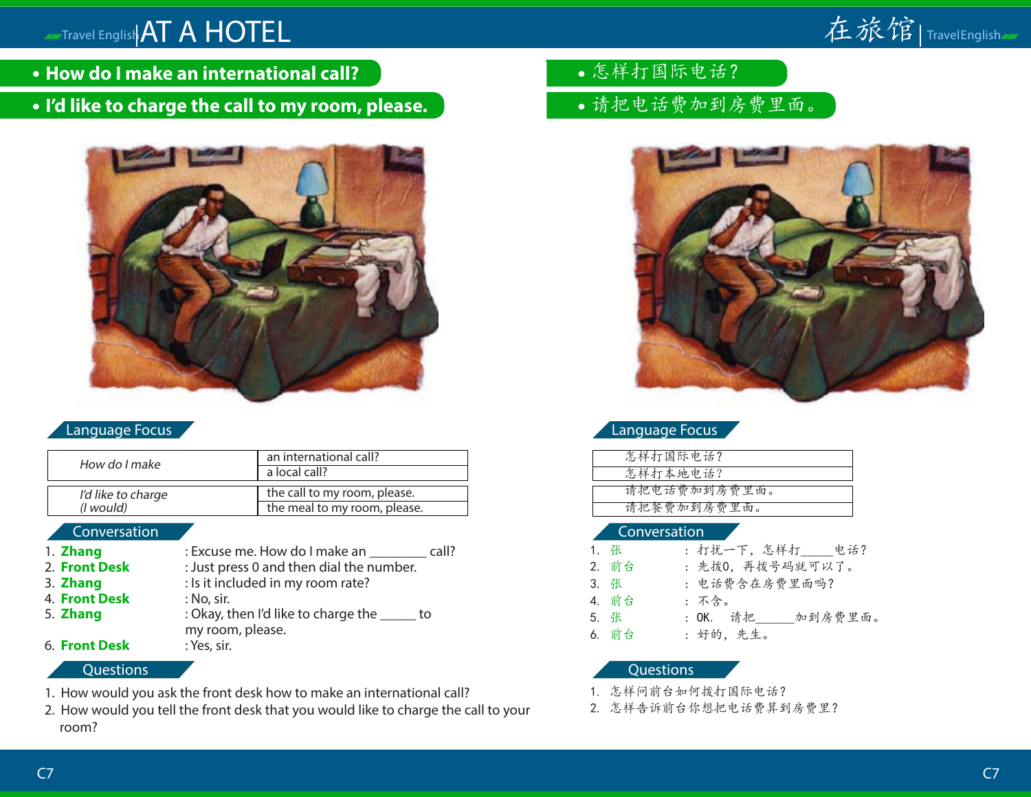# AT A HOTEL

- **How do I make an international call?**
- **I'd like to charge the call to my room, please.**

## Language Focus

| | |
|---|---|
| *How do I make* | an international call? |
| | a local call? |
| *I'd like to charge (I would)* | the call to my room, please. |
| | the meal to my room, please. |

## Conversation

1. **Zhang** : Excuse me. How do I make an ________ call?
2. **Front Desk** : Just press 0 and then dial the number.
3. **Zhang** : Is it included in my room rate?
4. **Front Desk** : No, sir.
5. **Zhang** : Okay, then I'd like to charge the ______ to my room, please.
6. **Front Desk** : Yes, sir.

## Questions

1. How would you ask the front desk how to make an international call?
2. How would you tell the front desk that you would like to charge the call to your room?

# 在旅馆

- 怎样打国际电话？
- 请把电话费加到房费里面。

## Language Focus

| |
|---|
| 怎样打国际电话？ |
| 怎样打本地电话？ |
| 请把电话费加到房费里面。 |
| 请把餐费加到房费里面。 |

## Conversation

1. 张 ： 打扰一下，怎样打_____电话？
2. 前台 ： 先拨0，再拨号码就可以了。
3. 张 ： 电话费含在房费里面吗？
4. 前台 ： 不含。
5. 张 ： OK. 请把______加到房费里面。
6. 前台 ： 好的，先生。

## Questions

1. 怎样问前台如何拨打国际电话？
2. 怎样告诉前台你想把电话费算到房费里？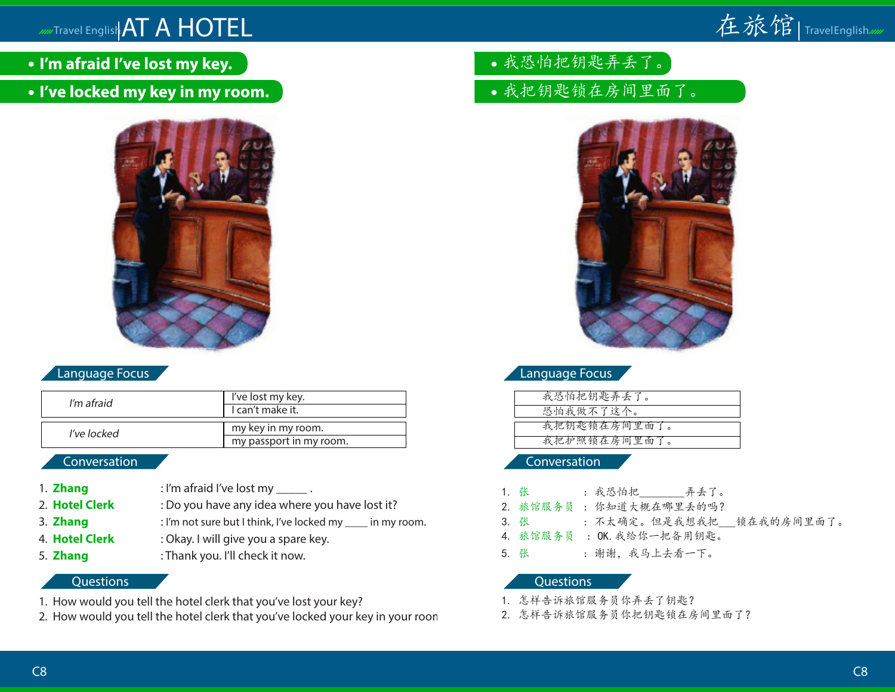# AT A HOTEL

- **I'm afraid I've lost my key.**
- **I've locked my key in my room.**

## Language Focus

| | |
|---|---|
| *I'm afraid* | I've lost my key. |
| | I can't make it. |
| *I've locked* | my key in my room. |
| | my passport in my room. |

## Conversation

1. **Zhang** : I'm afraid I've lost my _____ .
2. **Hotel Clerk** : Do you have any idea where you have lost it?
3. **Zhang** : I'm not sure but I think, I've locked my ____ in my room.
4. **Hotel Clerk** : Okay. I will give you a spare key.
5. **Zhang** : Thank you. I'll check it now.

## Questions

1. How would you tell the hotel clerk that you've lost your key?
2. How would you tell the hotel clerk that you've locked your key in your roon

# 在旅馆

- 我恐怕把钥匙弄丢了。
- 我把钥匙锁在房间里面了。

## Language Focus

| |
|---|
| 我恐怕把钥匙弄丢了。 |
| 恐怕我做不了这个。 |
| 我把钥匙锁在房间里面了。 |
| 我把护照锁在房间里面了。 |

## Conversation

1. 张 ： 我恐怕把________弄丢了。
2. 旅馆服务员 ： 你知道大概在哪里丢的吗？
3. 张 ： 不太确定。但是我想我把___锁在我的房间里面了。
4. 旅馆服务员 ： OK. 我给你一把备用钥匙。
5. 张 ： 谢谢，我马上去看一下。

## Questions

1. 怎样告诉旅馆服务员你弄丢了钥匙？
2. 怎样告诉旅馆服务员你把钥匙锁在房间里面了？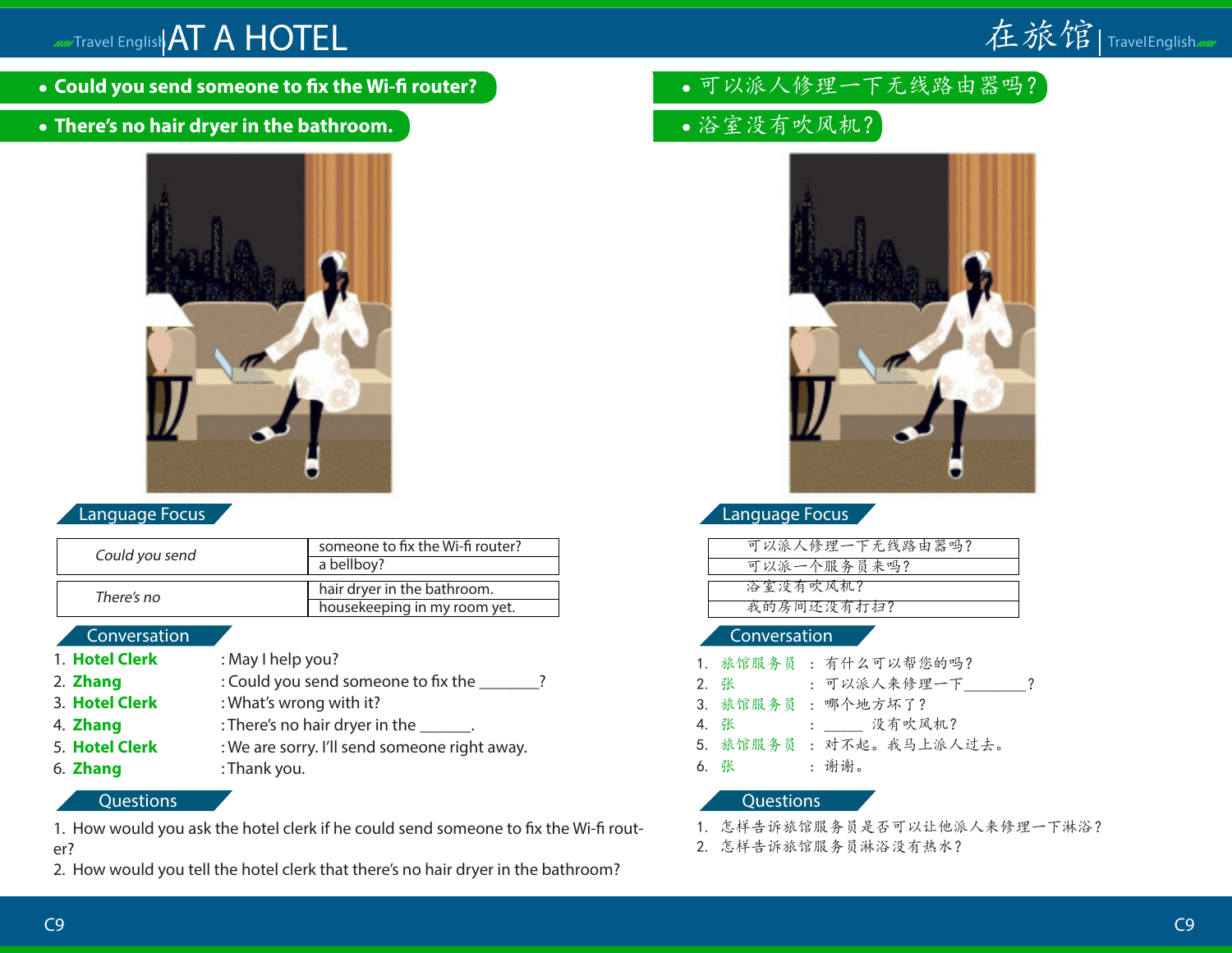# AT A HOTEL

- **Could you send someone to fix the Wi-fi router?**
- **There's no hair dryer in the bathroom.**

## Language Focus

| *Could you send* | someone to fix the Wi-fi router? |
|---|---|
| | a bellboy? |

| *There's no* | hair dryer in the bathroom. |
|---|---|
| | housekeeping in my room yet. |

## Conversation

1. **Hotel Clerk** : May I help you?
2. **Zhang** : Could you send someone to fix the _______?
3. **Hotel Clerk** : What's wrong with it?
4. **Zhang** : There's no hair dryer in the ______.
5. **Hotel Clerk** : We are sorry. I'll send someone right away.
6. **Zhang** : Thank you.

## Questions

1. How would you ask the hotel clerk if he could send someone to fix the Wi-fi router?
2. How would you tell the hotel clerk that there's no hair dryer in the bathroom?

# 在旅馆

- 可以派人修理一下无线路由器吗？
- 浴室没有吹风机？

## Language Focus

| 可以派人修理一下无线路由器吗？ |
|---|
| 可以派一个服务员来吗？ |

| 浴室没有吹风机？ |
|---|
| 我的房间还没有打扫？ |

## Conversation

1. 旅馆服务员 ： 有什么可以帮您的吗？
2. 张 ： 可以派人来修理一下________？
3. 旅馆服务员 ： 哪个地方坏了？
4. 张 ： _____ 没有吹风机？
5. 旅馆服务员 ： 对不起。我马上派人过去。
6. 张 ： 谢谢。

## Questions

1. 怎样告诉旅馆服务员是否可以让他派人来修理一下淋浴？
2. 怎样告诉旅馆服务员淋浴没有热水？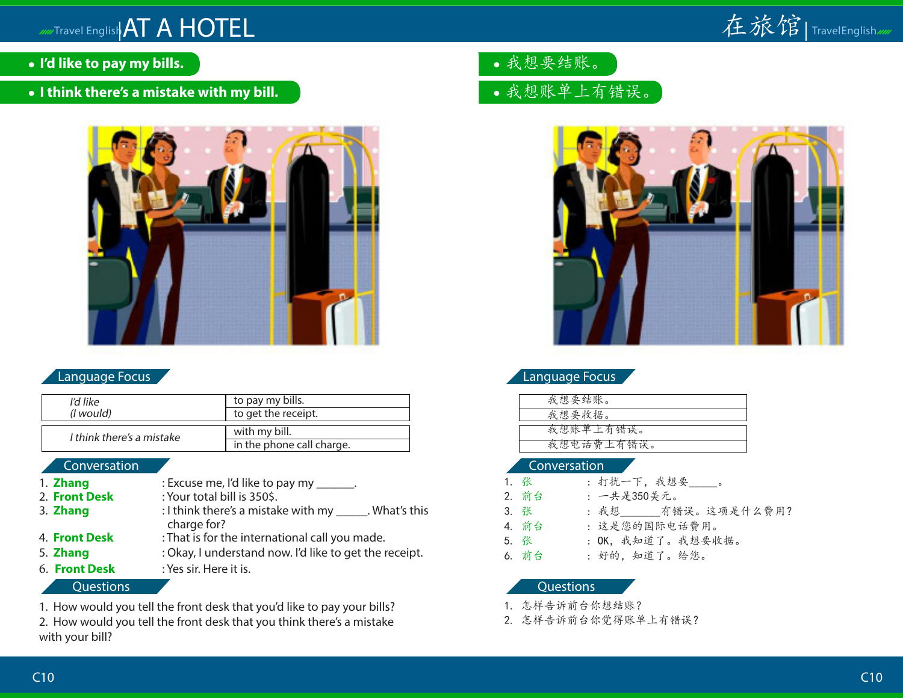# AT A HOTEL

# 在旅馆

- **I'd like to pay my bills.**
- **I think there's a mistake with my bill.**

## Language Focus

| | |
|---|---|
| *I'd like (I would)* | to pay my bills. |
| | to get the receipt. |
| *I think there's a mistake* | with my bill. |
| | in the phone call charge. |

## Conversation

1. **Zhang** : Excuse me, I'd like to pay my ______.
2. **Front Desk** : Your total bill is 350$.
3. **Zhang** : I think there's a mistake with my _____. What's this charge for?
4. **Front Desk** : That is for the international call you made.
5. **Zhang** : Okay, I understand now. I'd like to get the receipt.
6. **Front Desk** : Yes sir. Here it is.

## Questions

1. How would you tell the front desk that you'd like to pay your bills?
2. How would you tell the front desk that you think there's a mistake with your bill?

- 我想要结账。
- 我想账单上有错误。

## Language Focus

| |
|---|
| 我想要结账。 |
| 我想要收据。 |
| 我想账单上有错误。 |
| 我想电话费上有错误。 |

## Conversation

1. 张 ： 打扰一下，我想要_____。
2. 前台 ： 一共是350美元。
3. 张 ： 我想_______有错误。这项是什么费用？
4. 前台 ： 这是您的国际电话费用。
5. 张 ： OK，我知道了。我想要收据。
6. 前台 ： 好的，知道了。给您。

## Questions

1. 怎样告诉前台你想结账？
2. 怎样告诉前台你觉得账单上有错误？